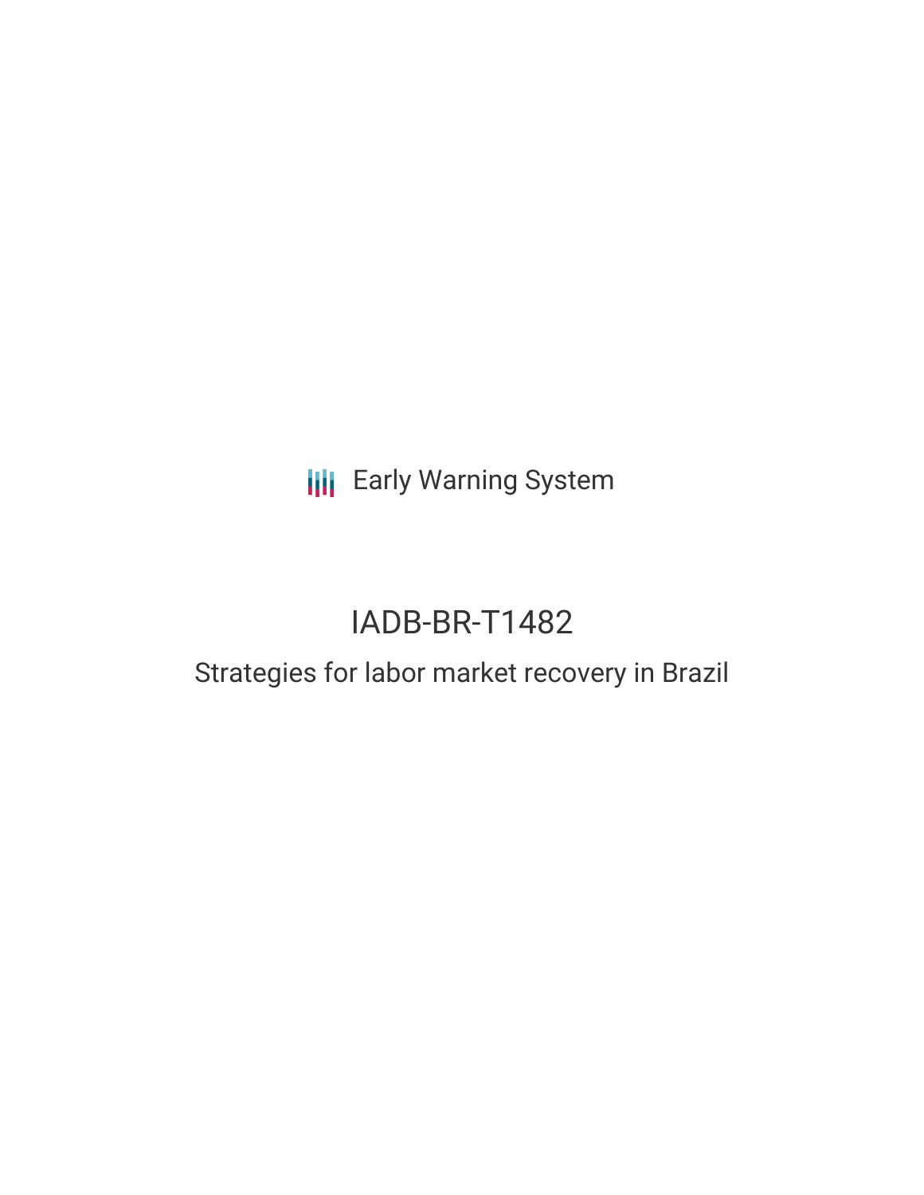Early Warning System

# IADB-BR-T1482

## Strategies for labor market recovery in Brazil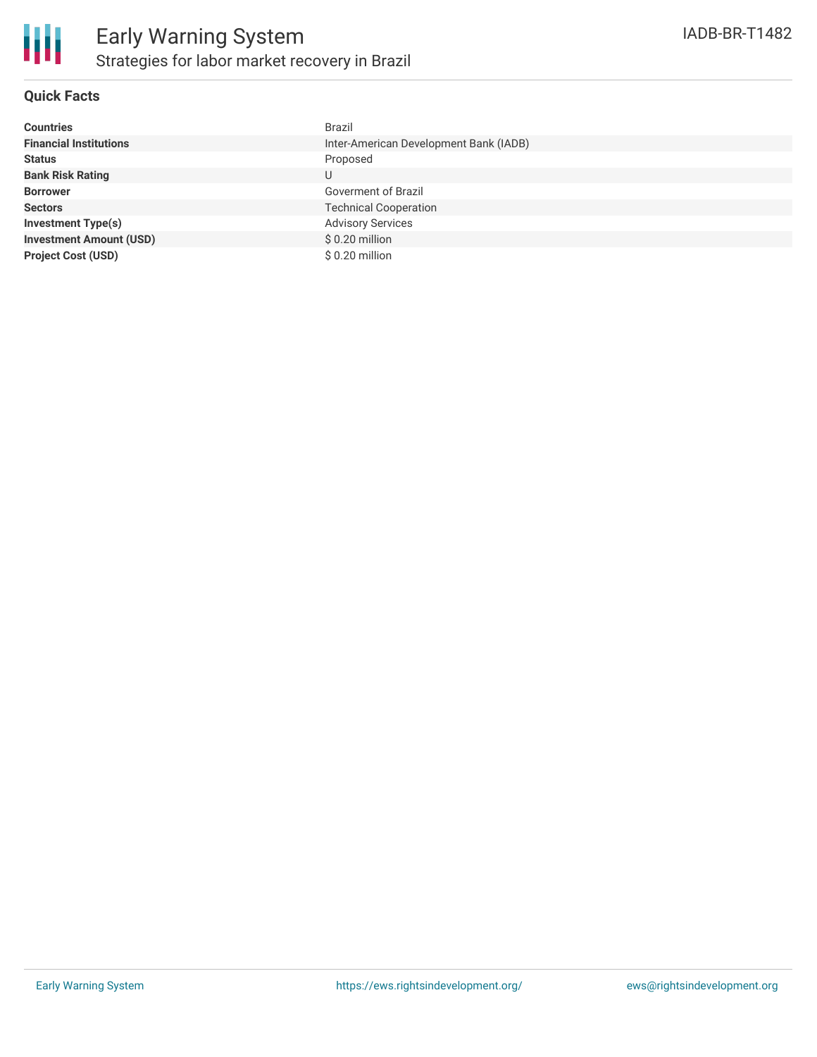# Early Warning System

## Strategies for labor market recovery in Brazil

IADB-BR-T1482

### Quick Facts

| | |
|---|---|
| **Countries** | Brazil |
| **Financial Institutions** | Inter-American Development Bank (IADB) |
| **Status** | Proposed |
| **Bank Risk Rating** | U |
| **Borrower** | Goverment of Brazil |
| **Sectors** | Technical Cooperation |
| **Investment Type(s)** | Advisory Services |
| **Investment Amount (USD)** | $ 0.20 million |
| **Project Cost (USD)** | $ 0.20 million |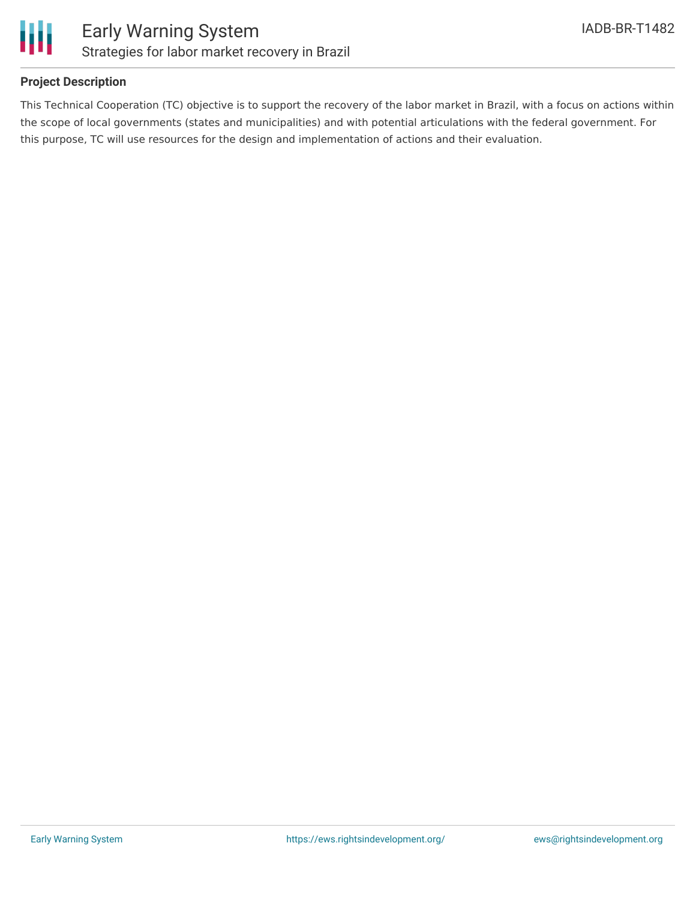## Project Description

This Technical Cooperation (TC) objective is to support the recovery of the labor market in Brazil, with a focus on actions within the scope of local governments (states and municipalities) and with potential articulations with the federal government. For this purpose, TC will use resources for the design and implementation of actions and their evaluation.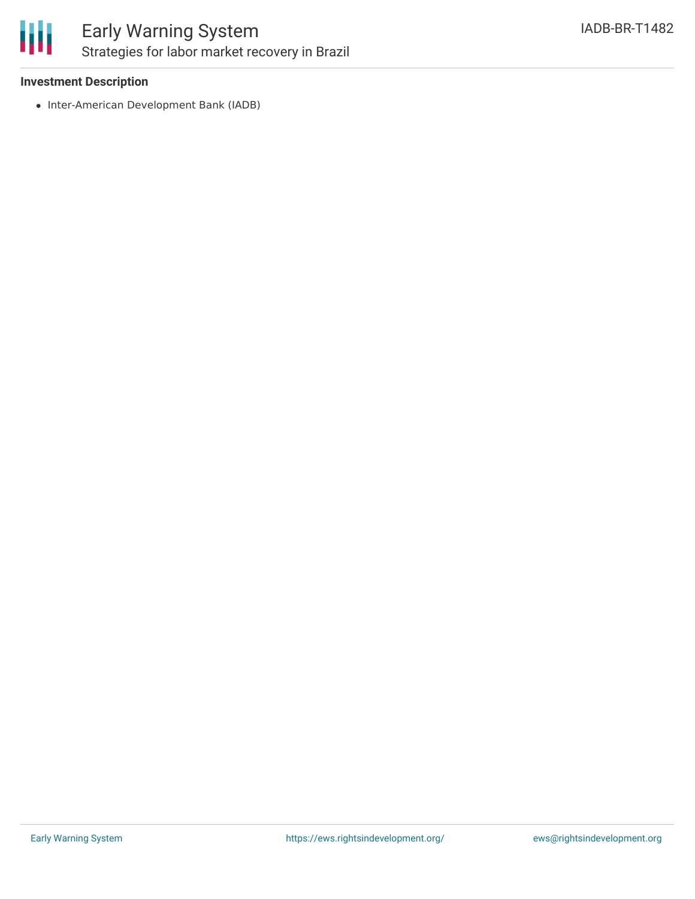### Investment Description

- Inter-American Development Bank (IADB)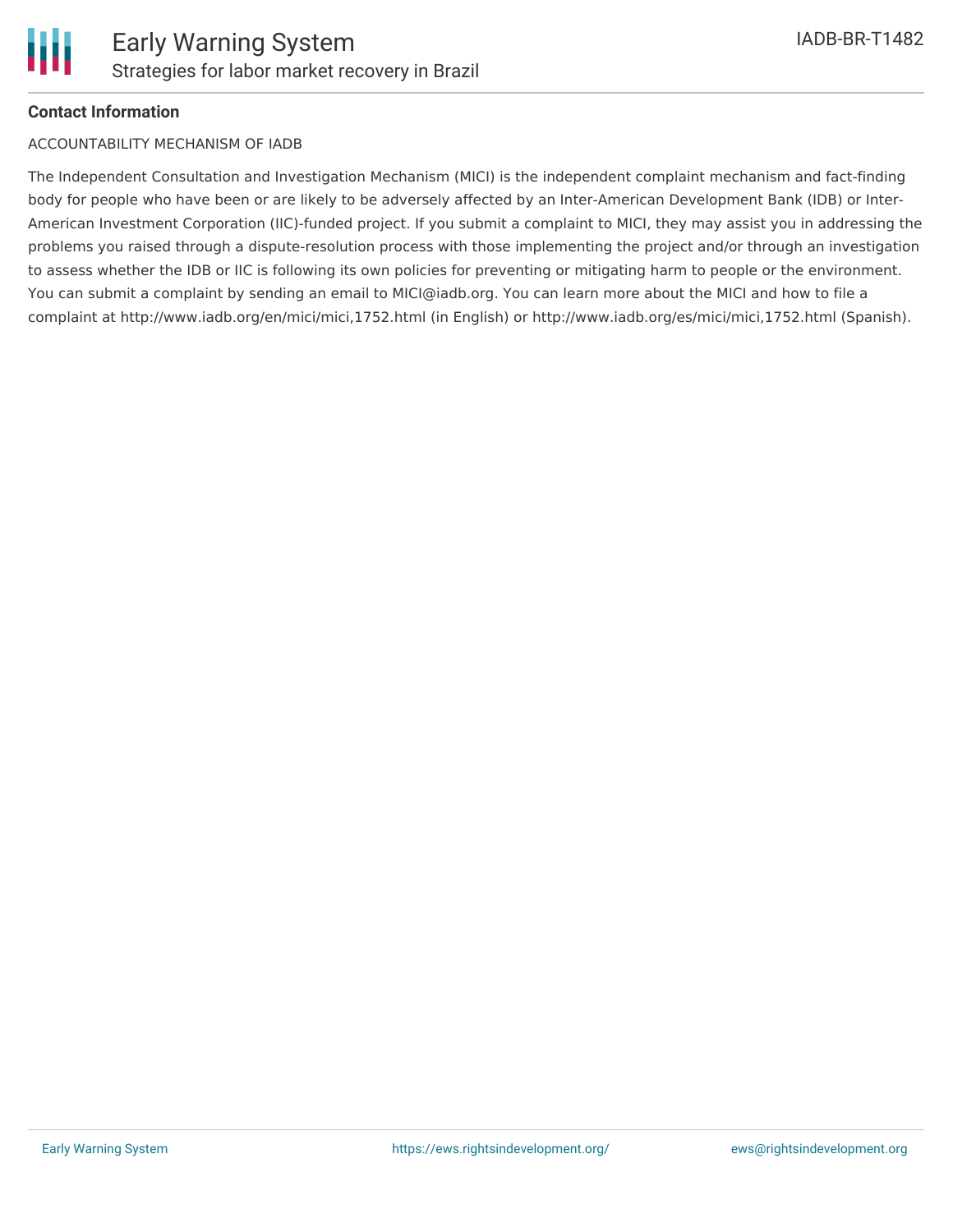**Contact Information**

ACCOUNTABILITY MECHANISM OF IADB

The Independent Consultation and Investigation Mechanism (MICI) is the independent complaint mechanism and fact-finding body for people who have been or are likely to be adversely affected by an Inter-American Development Bank (IDB) or Inter-American Investment Corporation (IIC)-funded project. If you submit a complaint to MICI, they may assist you in addressing the problems you raised through a dispute-resolution process with those implementing the project and/or through an investigation to assess whether the IDB or IIC is following its own policies for preventing or mitigating harm to people or the environment. You can submit a complaint by sending an email to MICI@iadb.org. You can learn more about the MICI and how to file a complaint at http://www.iadb.org/en/mici/mici,1752.html (in English) or http://www.iadb.org/es/mici/mici,1752.html (Spanish).